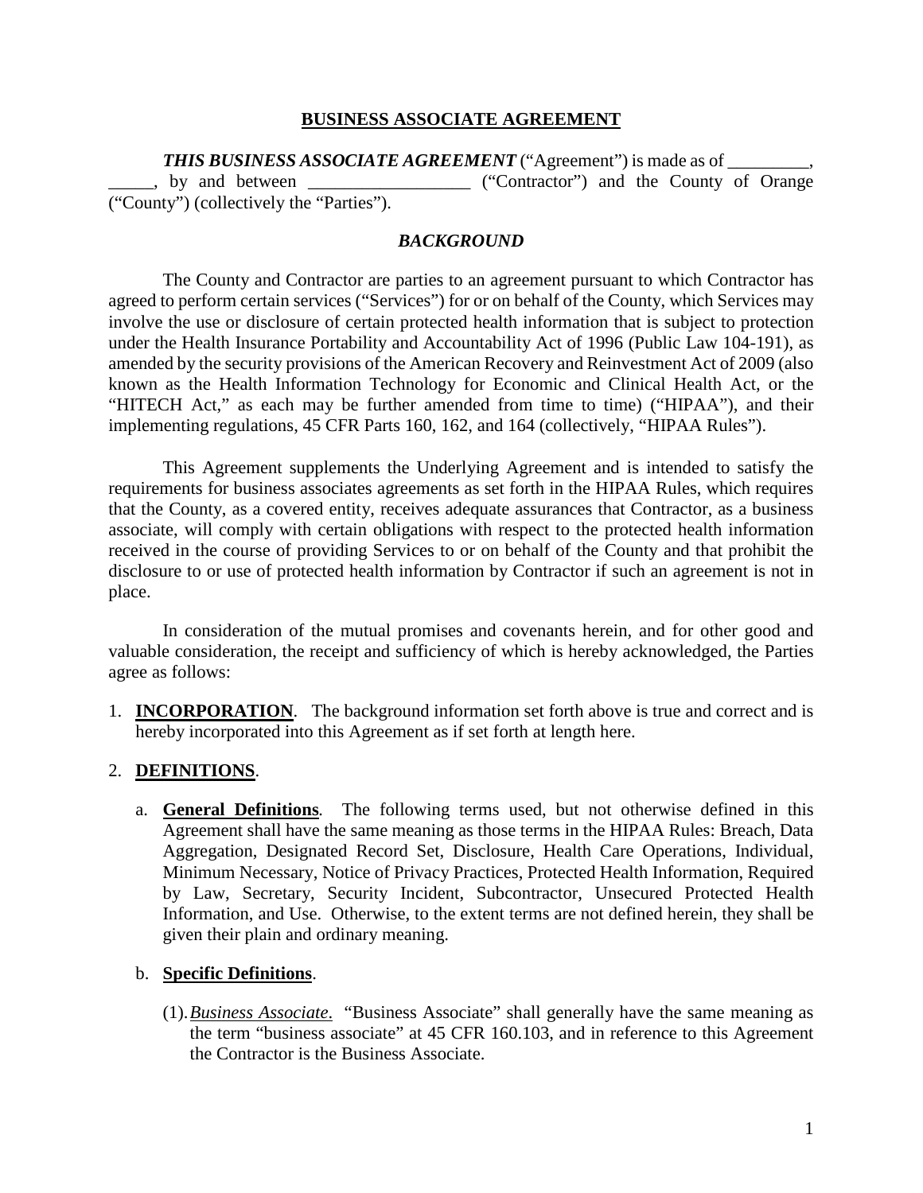# BUSINESS ASSOCIATE AGREEMENT

***THIS BUSINESS ASSOCIATE AGREEMENT*** ("Agreement") is made as of _________, _____, by and between _________________ ("Contractor") and the County of Orange ("County") (collectively the "Parties").

## *BACKGROUND*

The County and Contractor are parties to an agreement pursuant to which Contractor has agreed to perform certain services ("Services") for or on behalf of the County, which Services may involve the use or disclosure of certain protected health information that is subject to protection under the Health Insurance Portability and Accountability Act of 1996 (Public Law 104-191), as amended by the security provisions of the American Recovery and Reinvestment Act of 2009 (also known as the Health Information Technology for Economic and Clinical Health Act, or the "HITECH Act," as each may be further amended from time to time) ("HIPAA"), and their implementing regulations, 45 CFR Parts 160, 162, and 164 (collectively, "HIPAA Rules").

This Agreement supplements the Underlying Agreement and is intended to satisfy the requirements for business associates agreements as set forth in the HIPAA Rules, which requires that the County, as a covered entity, receives adequate assurances that Contractor, as a business associate, will comply with certain obligations with respect to the protected health information received in the course of providing Services to or on behalf of the County and that prohibit the disclosure to or use of protected health information by Contractor if such an agreement is not in place.

In consideration of the mutual promises and covenants herein, and for other good and valuable consideration, the receipt and sufficiency of which is hereby acknowledged, the Parties agree as follows:

1. **INCORPORATION**. The background information set forth above is true and correct and is hereby incorporated into this Agreement as if set forth at length here.

2. **DEFINITIONS**.

   a. **General Definitions**. The following terms used, but not otherwise defined in this Agreement shall have the same meaning as those terms in the HIPAA Rules: Breach, Data Aggregation, Designated Record Set, Disclosure, Health Care Operations, Individual, Minimum Necessary, Notice of Privacy Practices, Protected Health Information, Required by Law, Secretary, Security Incident, Subcontractor, Unsecured Protected Health Information, and Use. Otherwise, to the extent terms are not defined herein, they shall be given their plain and ordinary meaning.

   b. **Specific Definitions**.

      (1). *Business Associate*. "Business Associate" shall generally have the same meaning as the term "business associate" at 45 CFR 160.103, and in reference to this Agreement the Contractor is the Business Associate.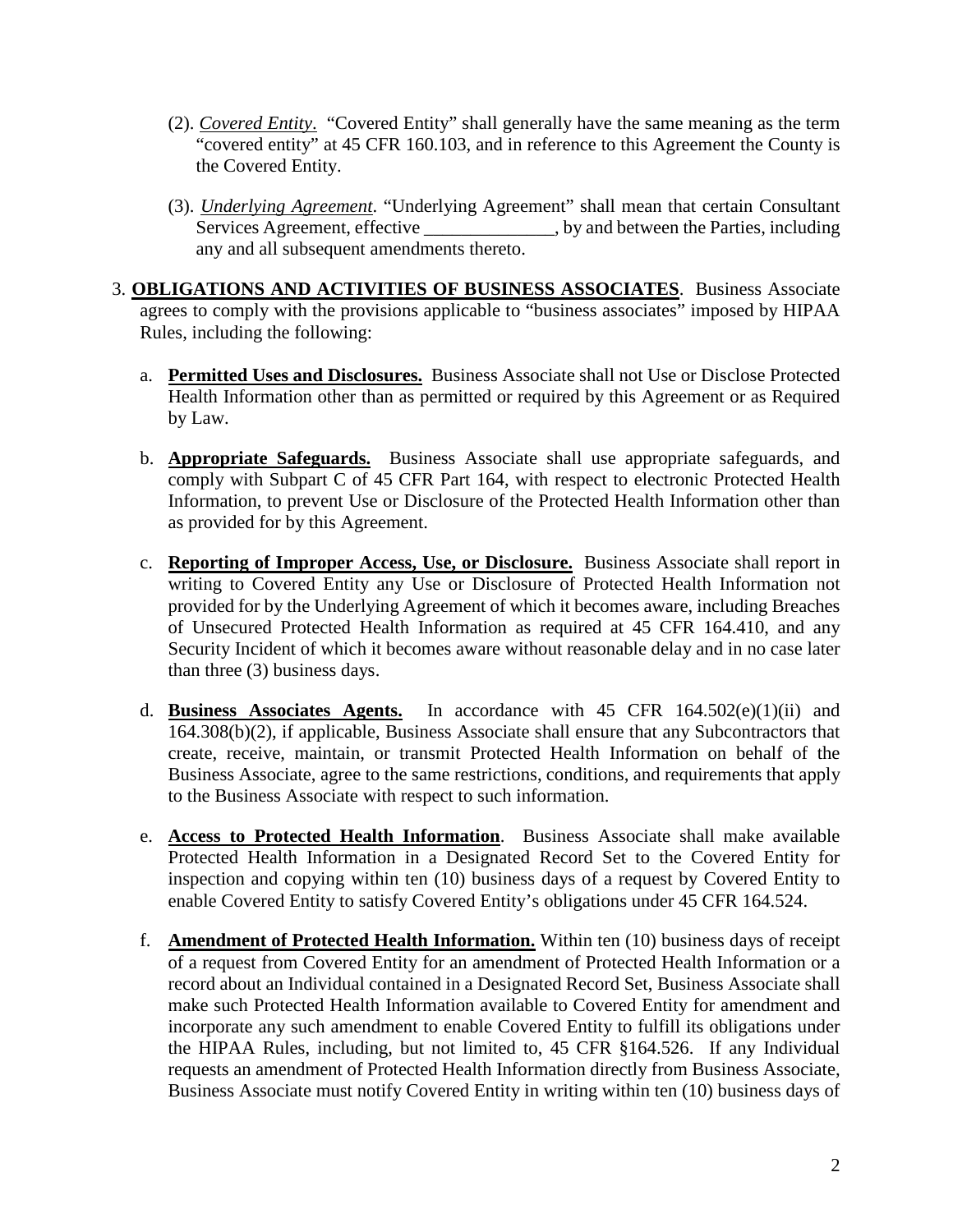(2). ***Covered Entity***. "Covered Entity" shall generally have the same meaning as the term "covered entity" at 45 CFR 160.103, and in reference to this Agreement the County is the Covered Entity.

(3). ***Underlying Agreement***. "Underlying Agreement" shall mean that certain Consultant Services Agreement, effective ______________, by and between the Parties, including any and all subsequent amendments thereto.

3. **OBLIGATIONS AND ACTIVITIES OF BUSINESS ASSOCIATES**. Business Associate agrees to comply with the provisions applicable to "business associates" imposed by HIPAA Rules, including the following:

   a. **Permitted Uses and Disclosures.** Business Associate shall not Use or Disclose Protected Health Information other than as permitted or required by this Agreement or as Required by Law.

   b. **Appropriate Safeguards.** Business Associate shall use appropriate safeguards, and comply with Subpart C of 45 CFR Part 164, with respect to electronic Protected Health Information, to prevent Use or Disclosure of the Protected Health Information other than as provided for by this Agreement.

   c. **Reporting of Improper Access, Use, or Disclosure.** Business Associate shall report in writing to Covered Entity any Use or Disclosure of Protected Health Information not provided for by the Underlying Agreement of which it becomes aware, including Breaches of Unsecured Protected Health Information as required at 45 CFR 164.410, and any Security Incident of which it becomes aware without reasonable delay and in no case later than three (3) business days.

   d. **Business Associates Agents.** In accordance with 45 CFR 164.502(e)(1)(ii) and 164.308(b)(2), if applicable, Business Associate shall ensure that any Subcontractors that create, receive, maintain, or transmit Protected Health Information on behalf of the Business Associate, agree to the same restrictions, conditions, and requirements that apply to the Business Associate with respect to such information.

   e. **Access to Protected Health Information**. Business Associate shall make available Protected Health Information in a Designated Record Set to the Covered Entity for inspection and copying within ten (10) business days of a request by Covered Entity to enable Covered Entity to satisfy Covered Entity's obligations under 45 CFR 164.524.

   f. **Amendment of Protected Health Information.** Within ten (10) business days of receipt of a request from Covered Entity for an amendment of Protected Health Information or a record about an Individual contained in a Designated Record Set, Business Associate shall make such Protected Health Information available to Covered Entity for amendment and incorporate any such amendment to enable Covered Entity to fulfill its obligations under the HIPAA Rules, including, but not limited to, 45 CFR §164.526. If any Individual requests an amendment of Protected Health Information directly from Business Associate, Business Associate must notify Covered Entity in writing within ten (10) business days of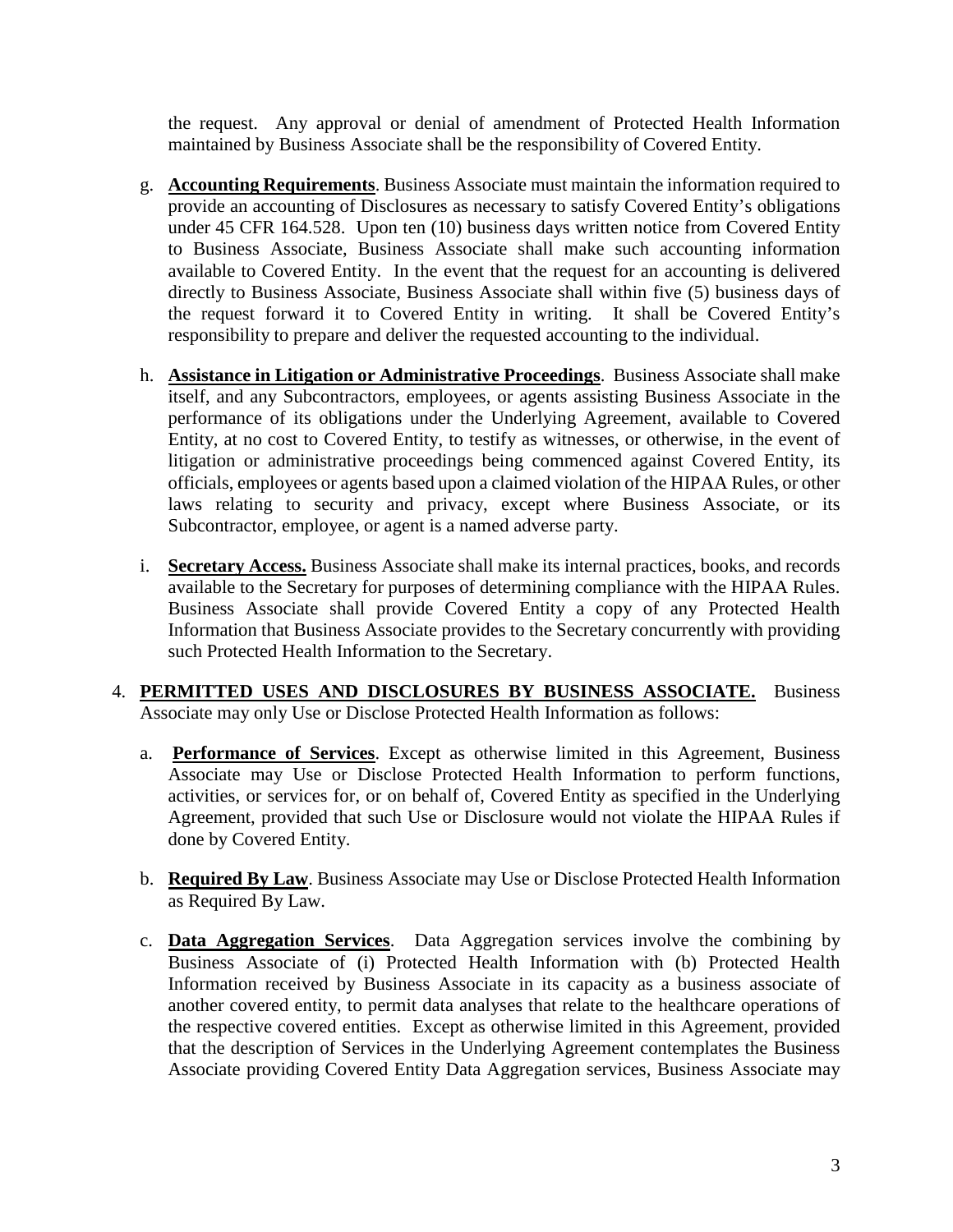the request. Any approval or denial of amendment of Protected Health Information maintained by Business Associate shall be the responsibility of Covered Entity.

g. **Accounting Requirements**. Business Associate must maintain the information required to provide an accounting of Disclosures as necessary to satisfy Covered Entity's obligations under 45 CFR 164.528. Upon ten (10) business days written notice from Covered Entity to Business Associate, Business Associate shall make such accounting information available to Covered Entity. In the event that the request for an accounting is delivered directly to Business Associate, Business Associate shall within five (5) business days of the request forward it to Covered Entity in writing. It shall be Covered Entity's responsibility to prepare and deliver the requested accounting to the individual.

h. **Assistance in Litigation or Administrative Proceedings**. Business Associate shall make itself, and any Subcontractors, employees, or agents assisting Business Associate in the performance of its obligations under the Underlying Agreement, available to Covered Entity, at no cost to Covered Entity, to testify as witnesses, or otherwise, in the event of litigation or administrative proceedings being commenced against Covered Entity, its officials, employees or agents based upon a claimed violation of the HIPAA Rules, or other laws relating to security and privacy, except where Business Associate, or its Subcontractor, employee, or agent is a named adverse party.

i. **Secretary Access.** Business Associate shall make its internal practices, books, and records available to the Secretary for purposes of determining compliance with the HIPAA Rules. Business Associate shall provide Covered Entity a copy of any Protected Health Information that Business Associate provides to the Secretary concurrently with providing such Protected Health Information to the Secretary.

4. **PERMITTED USES AND DISCLOSURES BY BUSINESS ASSOCIATE.** Business Associate may only Use or Disclose Protected Health Information as follows:

   a. **Performance of Services**. Except as otherwise limited in this Agreement, Business Associate may Use or Disclose Protected Health Information to perform functions, activities, or services for, or on behalf of, Covered Entity as specified in the Underlying Agreement, provided that such Use or Disclosure would not violate the HIPAA Rules if done by Covered Entity.

   b. **Required By Law**. Business Associate may Use or Disclose Protected Health Information as Required By Law.

   c. **Data Aggregation Services**. Data Aggregation services involve the combining by Business Associate of (i) Protected Health Information with (b) Protected Health Information received by Business Associate in its capacity as a business associate of another covered entity, to permit data analyses that relate to the healthcare operations of the respective covered entities. Except as otherwise limited in this Agreement, provided that the description of Services in the Underlying Agreement contemplates the Business Associate providing Covered Entity Data Aggregation services, Business Associate may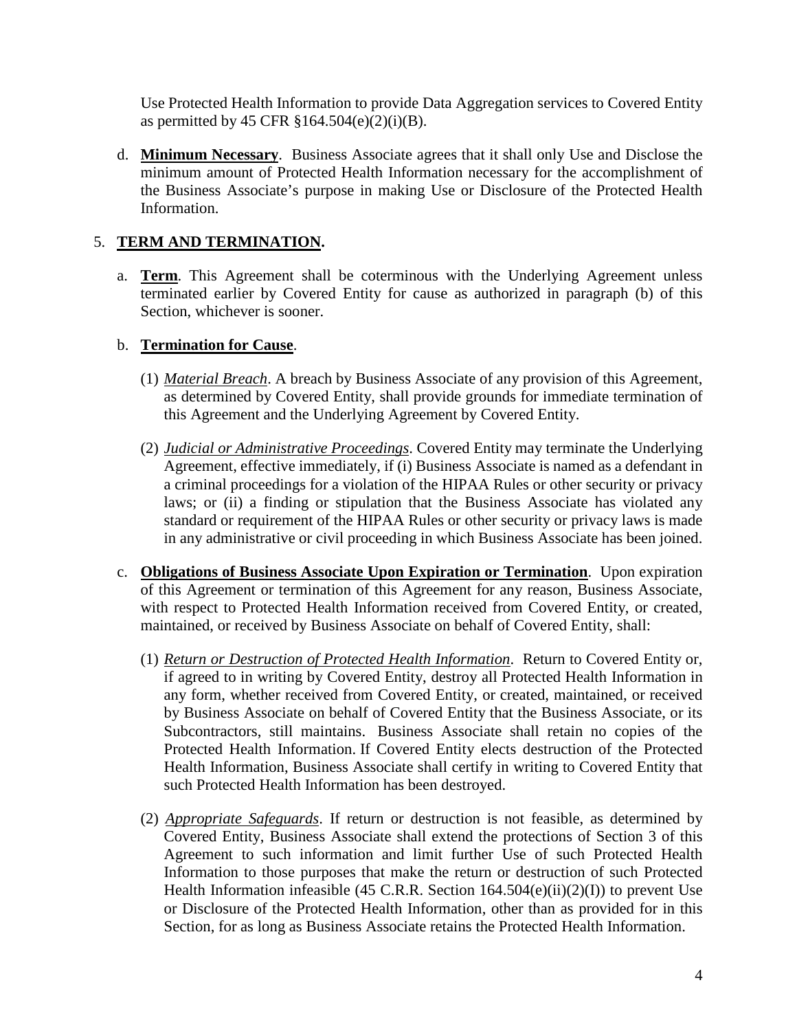Use Protected Health Information to provide Data Aggregation services to Covered Entity as permitted by 45 CFR §164.504(e)(2)(i)(B).

d. **Minimum Necessary**. Business Associate agrees that it shall only Use and Disclose the minimum amount of Protected Health Information necessary for the accomplishment of the Business Associate's purpose in making Use or Disclosure of the Protected Health Information.

5. **TERM AND TERMINATION.**

   a. **Term**. This Agreement shall be coterminous with the Underlying Agreement unless terminated earlier by Covered Entity for cause as authorized in paragraph (b) of this Section, whichever is sooner.

   b. **Termination for Cause**.

      (1) *Material Breach*. A breach by Business Associate of any provision of this Agreement, as determined by Covered Entity, shall provide grounds for immediate termination of this Agreement and the Underlying Agreement by Covered Entity.

      (2) *Judicial or Administrative Proceedings*. Covered Entity may terminate the Underlying Agreement, effective immediately, if (i) Business Associate is named as a defendant in a criminal proceedings for a violation of the HIPAA Rules or other security or privacy laws; or (ii) a finding or stipulation that the Business Associate has violated any standard or requirement of the HIPAA Rules or other security or privacy laws is made in any administrative or civil proceeding in which Business Associate has been joined.

   c. **Obligations of Business Associate Upon Expiration or Termination**. Upon expiration of this Agreement or termination of this Agreement for any reason, Business Associate, with respect to Protected Health Information received from Covered Entity, or created, maintained, or received by Business Associate on behalf of Covered Entity, shall:

      (1) *Return or Destruction of Protected Health Information*. Return to Covered Entity or, if agreed to in writing by Covered Entity, destroy all Protected Health Information in any form, whether received from Covered Entity, or created, maintained, or received by Business Associate on behalf of Covered Entity that the Business Associate, or its Subcontractors, still maintains. Business Associate shall retain no copies of the Protected Health Information. If Covered Entity elects destruction of the Protected Health Information, Business Associate shall certify in writing to Covered Entity that such Protected Health Information has been destroyed.

      (2) *Appropriate Safeguards*. If return or destruction is not feasible, as determined by Covered Entity, Business Associate shall extend the protections of Section 3 of this Agreement to such information and limit further Use of such Protected Health Information to those purposes that make the return or destruction of such Protected Health Information infeasible (45 C.R.R. Section 164.504(e)(ii)(2)(I)) to prevent Use or Disclosure of the Protected Health Information, other than as provided for in this Section, for as long as Business Associate retains the Protected Health Information.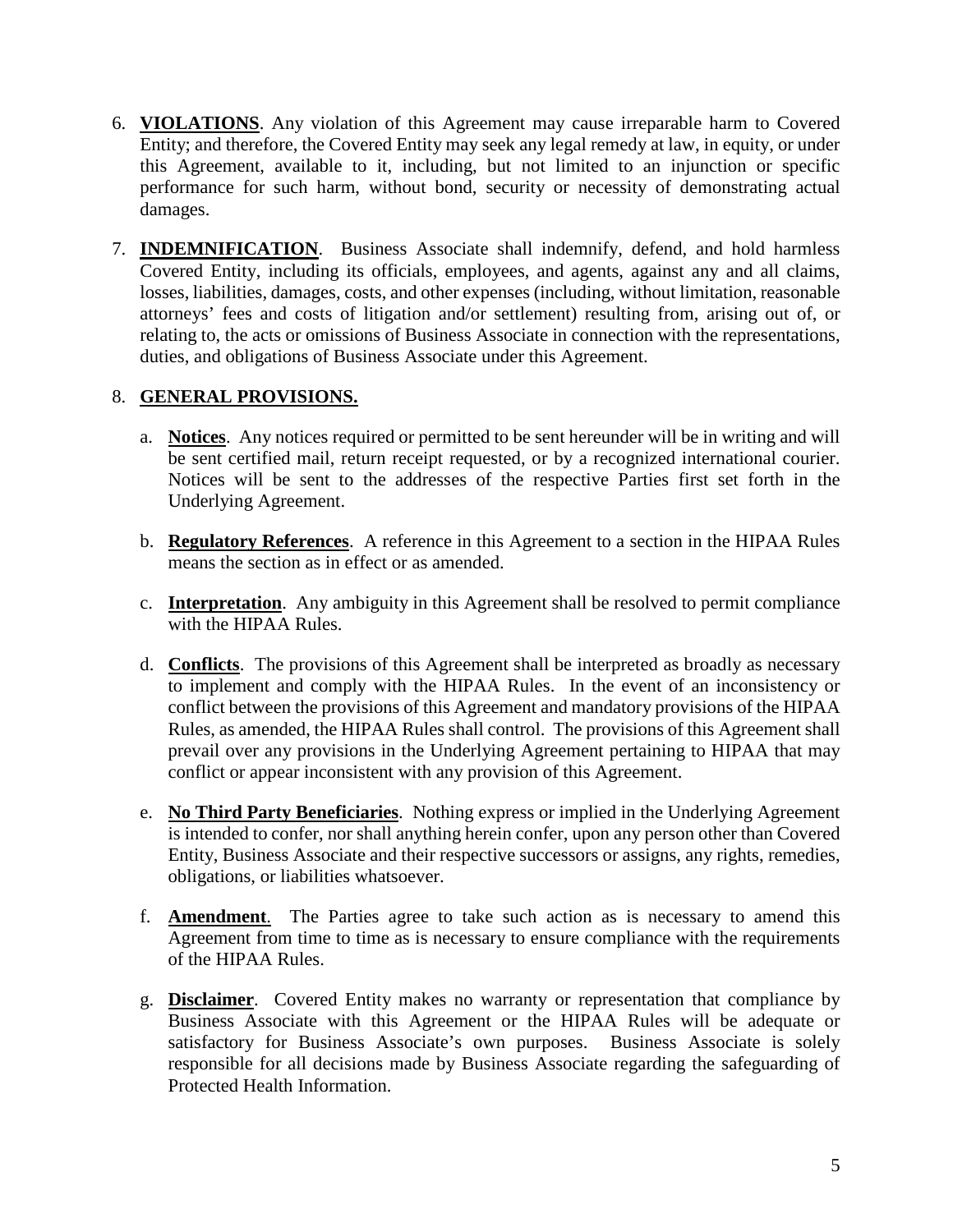6. **VIOLATIONS**. Any violation of this Agreement may cause irreparable harm to Covered Entity; and therefore, the Covered Entity may seek any legal remedy at law, in equity, or under this Agreement, available to it, including, but not limited to an injunction or specific performance for such harm, without bond, security or necessity of demonstrating actual damages.

7. **INDEMNIFICATION**. Business Associate shall indemnify, defend, and hold harmless Covered Entity, including its officials, employees, and agents, against any and all claims, losses, liabilities, damages, costs, and other expenses (including, without limitation, reasonable attorneys' fees and costs of litigation and/or settlement) resulting from, arising out of, or relating to, the acts or omissions of Business Associate in connection with the representations, duties, and obligations of Business Associate under this Agreement.

8. **GENERAL PROVISIONS.**

   a. **Notices**. Any notices required or permitted to be sent hereunder will be in writing and will be sent certified mail, return receipt requested, or by a recognized international courier. Notices will be sent to the addresses of the respective Parties first set forth in the Underlying Agreement.

   b. **Regulatory References**. A reference in this Agreement to a section in the HIPAA Rules means the section as in effect or as amended.

   c. **Interpretation**. Any ambiguity in this Agreement shall be resolved to permit compliance with the HIPAA Rules.

   d. **Conflicts**. The provisions of this Agreement shall be interpreted as broadly as necessary to implement and comply with the HIPAA Rules. In the event of an inconsistency or conflict between the provisions of this Agreement and mandatory provisions of the HIPAA Rules, as amended, the HIPAA Rules shall control. The provisions of this Agreement shall prevail over any provisions in the Underlying Agreement pertaining to HIPAA that may conflict or appear inconsistent with any provision of this Agreement.

   e. **No Third Party Beneficiaries**. Nothing express or implied in the Underlying Agreement is intended to confer, nor shall anything herein confer, upon any person other than Covered Entity, Business Associate and their respective successors or assigns, any rights, remedies, obligations, or liabilities whatsoever.

   f. **Amendment**. The Parties agree to take such action as is necessary to amend this Agreement from time to time as is necessary to ensure compliance with the requirements of the HIPAA Rules.

   g. **Disclaimer**. Covered Entity makes no warranty or representation that compliance by Business Associate with this Agreement or the HIPAA Rules will be adequate or satisfactory for Business Associate's own purposes. Business Associate is solely responsible for all decisions made by Business Associate regarding the safeguarding of Protected Health Information.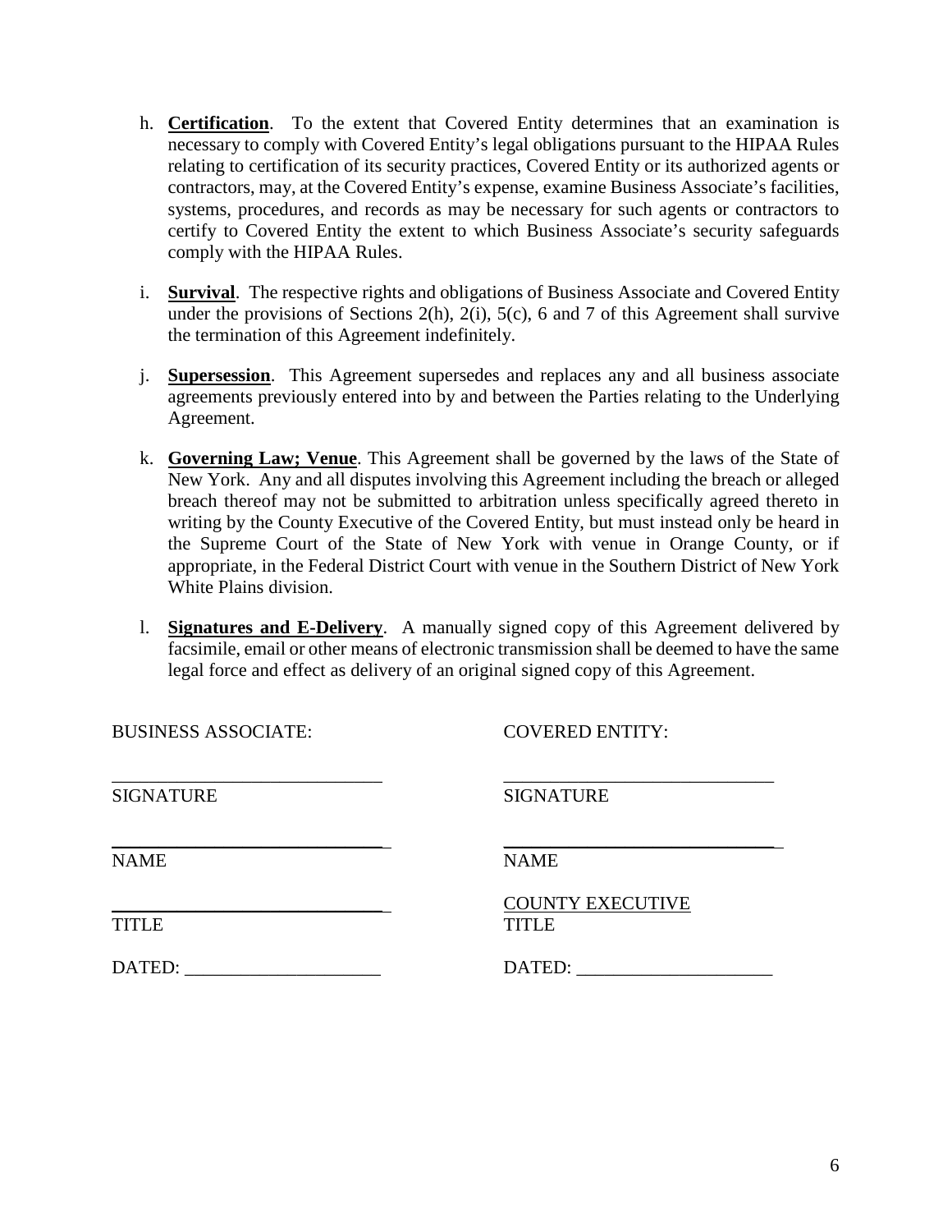h. **Certification**. To the extent that Covered Entity determines that an examination is necessary to comply with Covered Entity's legal obligations pursuant to the HIPAA Rules relating to certification of its security practices, Covered Entity or its authorized agents or contractors, may, at the Covered Entity's expense, examine Business Associate's facilities, systems, procedures, and records as may be necessary for such agents or contractors to certify to Covered Entity the extent to which Business Associate's security safeguards comply with the HIPAA Rules.

i. **Survival**. The respective rights and obligations of Business Associate and Covered Entity under the provisions of Sections 2(h), 2(i), 5(c), 6 and 7 of this Agreement shall survive the termination of this Agreement indefinitely.

j. **Supersession**. This Agreement supersedes and replaces any and all business associate agreements previously entered into by and between the Parties relating to the Underlying Agreement.

k. **Governing Law; Venue**. This Agreement shall be governed by the laws of the State of New York. Any and all disputes involving this Agreement including the breach or alleged breach thereof may not be submitted to arbitration unless specifically agreed thereto in writing by the County Executive of the Covered Entity, but must instead only be heard in the Supreme Court of the State of New York with venue in Orange County, or if appropriate, in the Federal District Court with venue in the Southern District of New York White Plains division.

l. **Signatures and E-Delivery**. A manually signed copy of this Agreement delivered by facsimile, email or other means of electronic transmission shall be deemed to have the same legal force and effect as delivery of an original signed copy of this Agreement.

| | |
|---|---|
| BUSINESS ASSOCIATE: | COVERED ENTITY: |
| _____________________________ | _____________________________ |
| SIGNATURE | SIGNATURE |
| _____________________________ | _____________________________ |
| NAME | NAME |
| _____________________________ | COUNTY EXECUTIVE |
| TITLE | TITLE |
| DATED: ____________________ | DATED: ____________________ |